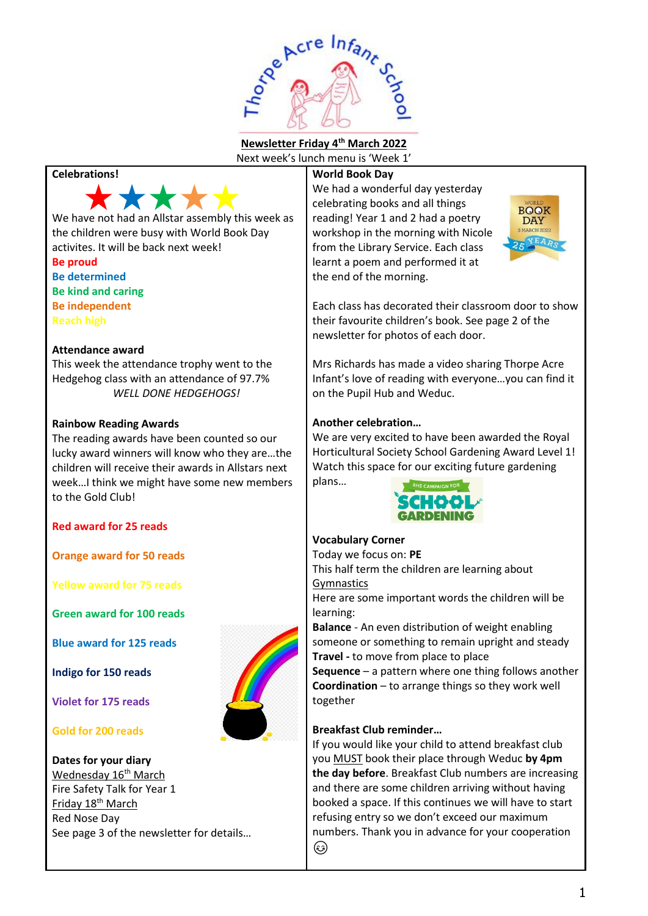# Thorpe Acre Infant School

**Newsletter Friday 4th March 2022**

Next week's lunch menu is 'Week 1'

## Celebrations!

We have not had an Allstar assembly this week as the children were busy with World Book Day activites. It will be back next week!

Be proud
Be determined
Be kind and caring
Be independent
Reach high

## Attendance award

This week the attendance trophy went to the Hedgehog class with an attendance of 97.7%

*WELL DONE HEDGEHOGS!*

## Rainbow Reading Awards

The reading awards have been counted so our lucky award winners will know who they are…the children will receive their awards in Allstars next week…I think we might have some new members to the Gold Club!

**Red award for 25 reads**

**Orange award for 50 reads**

**Yellow award for 75 reads**

**Green award for 100 reads**

**Blue award for 125 reads**

**Indigo for 150 reads**

**Violet for 175 reads**

**Gold for 200 reads**

## Dates for your diary

Wednesday 16th March
Fire Safety Talk for Year 1

Friday 18th March
Red Nose Day

See page 3 of the newsletter for details…

## World Book Day

We had a wonderful day yesterday celebrating books and all things reading! Year 1 and 2 had a poetry workshop in the morning with Nicole from the Library Service. Each class learnt a poem and performed it at the end of the morning.

Each class has decorated their classroom door to show their favourite children's book. See page 2 of the newsletter for photos of each door.

Mrs Richards has made a video sharing Thorpe Acre Infant's love of reading with everyone…you can find it on the Pupil Hub and Weduc.

## Another celebration…

We are very excited to have been awarded the Royal Horticultural Society School Gardening Award Level 1! Watch this space for our exciting future gardening plans…

## Vocabulary Corner

Today we focus on: **PE**

This half term the children are learning about Gymnastics

Here are some important words the children will be learning:

**Balance** - An even distribution of weight enabling someone or something to remain upright and steady
**Travel -** to move from place to place
**Sequence** – a pattern where one thing follows another
**Coordination** – to arrange things so they work well together

## Breakfast Club reminder…

If you would like your child to attend breakfast club you MUST book their place through Weduc **by 4pm the day before**. Breakfast Club numbers are increasing and there are some children arriving without having booked a space. If this continues we will have to start refusing entry so we don't exceed our maximum numbers. Thank you in advance for your cooperation 😉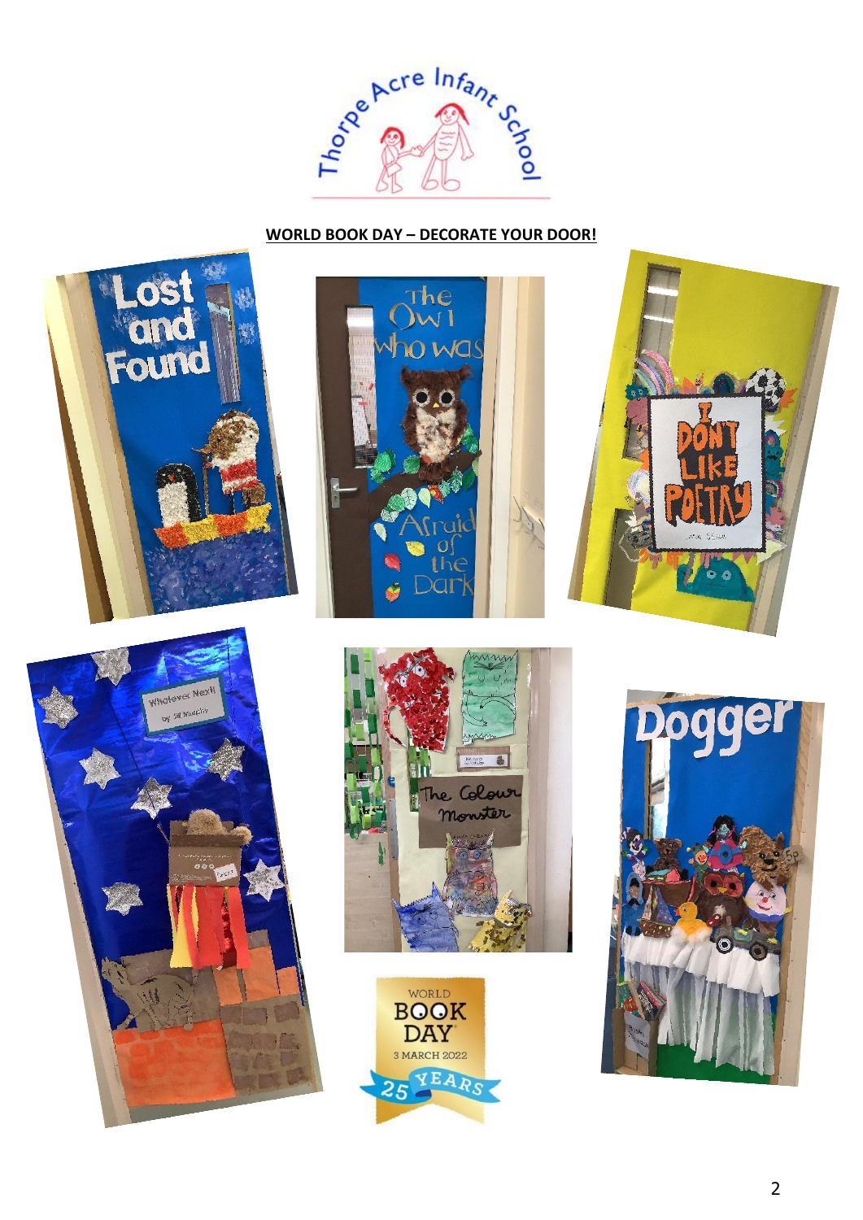## WORLD BOOK DAY – DECORATE YOUR DOOR!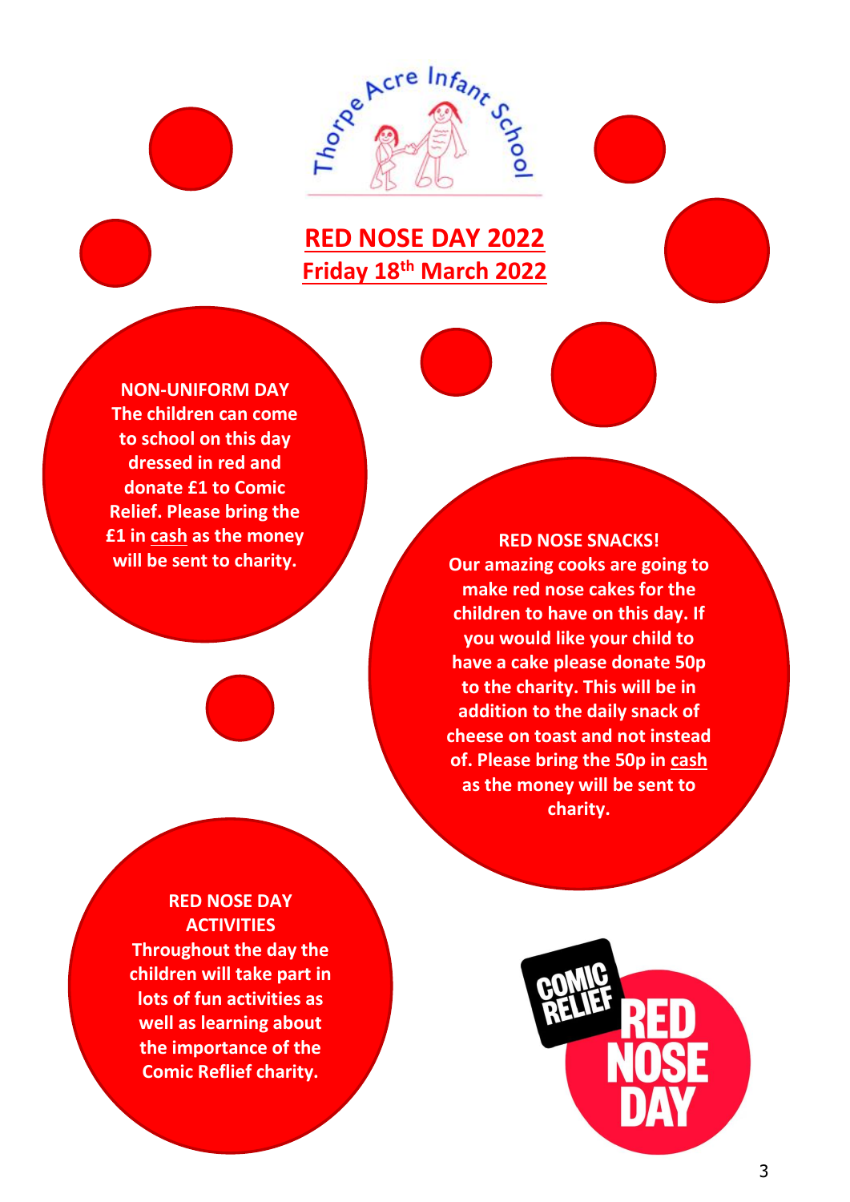Thorpe Acre Infant School

# RED NOSE DAY 2022

## Friday 18th March 2022

**NON-UNIFORM DAY**
**The children can come to school on this day dressed in red and donate £1 to Comic Relief. Please bring the £1 in cash as the money will be sent to charity.**

**RED NOSE SNACKS!**
**Our amazing cooks are going to make red nose cakes for the children to have on this day. If you would like your child to have a cake please donate 50p to the charity. This will be in addition to the daily snack of cheese on toast and not instead of. Please bring the 50p in cash as the money will be sent to charity.**

**RED NOSE DAY ACTIVITIES**
**Throughout the day the children will take part in lots of fun activities as well as learning about the importance of the Comic Reflief charity.**

COMIC RELIEF RED NOSE DAY